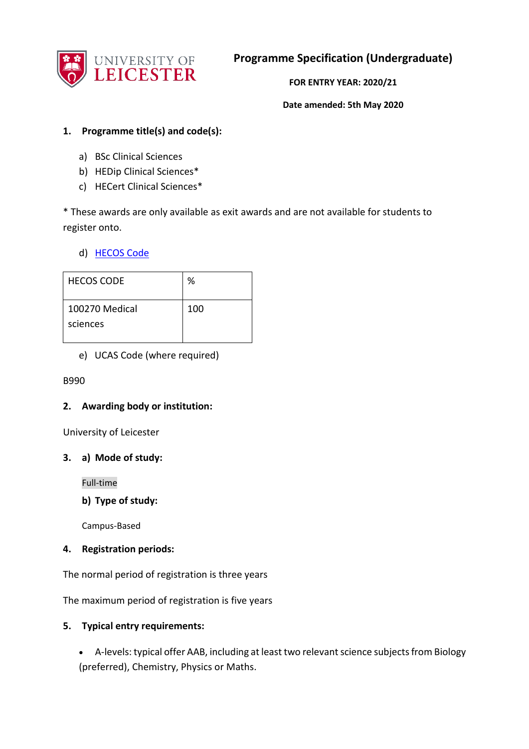UNIVERSITY OF LEICESTER

# Programme Specification (Undergraduate)

**FOR ENTRY YEAR: 2020/21**

**Date amended: 5th May 2020**

## 1. Programme title(s) and code(s):

a) BSc Clinical Sciences
b) HEDip Clinical Sciences*
c) HECert Clinical Sciences*

* These awards are only available as exit awards and are not available for students to register onto.

d) HECOS Code

| HECOS CODE | % |
|---|---|
| 100270 Medical sciences | 100 |

e) UCAS Code (where required)

B990

## 2. Awarding body or institution:

University of Leicester

## 3. a) Mode of study:

Full-time

**b) Type of study:**

Campus-Based

## 4. Registration periods:

The normal period of registration is three years

The maximum period of registration is five years

## 5. Typical entry requirements:

- A-levels: typical offer AAB, including at least two relevant science subjects from Biology (preferred), Chemistry, Physics or Maths.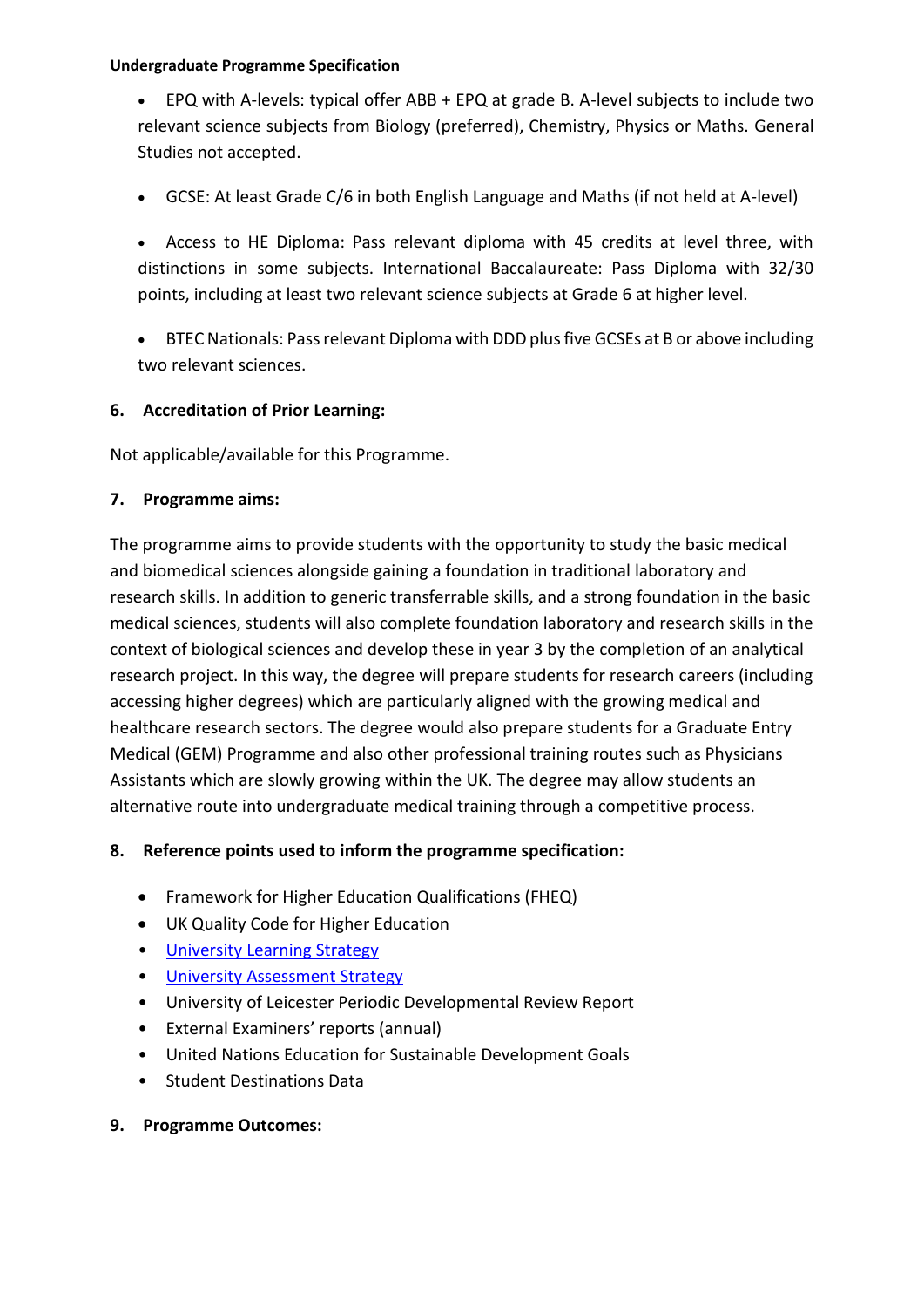- EPQ with A-levels: typical offer ABB + EPQ at grade B. A-level subjects to include two relevant science subjects from Biology (preferred), Chemistry, Physics or Maths. General Studies not accepted.

- GCSE: At least Grade C/6 in both English Language and Maths (if not held at A-level)

- Access to HE Diploma: Pass relevant diploma with 45 credits at level three, with distinctions in some subjects. International Baccalaureate: Pass Diploma with 32/30 points, including at least two relevant science subjects at Grade 6 at higher level.

- BTEC Nationals: Pass relevant Diploma with DDD plus five GCSEs at B or above including two relevant sciences.

## 6. Accreditation of Prior Learning:

Not applicable/available for this Programme.

## 7. Programme aims:

The programme aims to provide students with the opportunity to study the basic medical and biomedical sciences alongside gaining a foundation in traditional laboratory and research skills. In addition to generic transferrable skills, and a strong foundation in the basic medical sciences, students will also complete foundation laboratory and research skills in the context of biological sciences and develop these in year 3 by the completion of an analytical research project. In this way, the degree will prepare students for research careers (including accessing higher degrees) which are particularly aligned with the growing medical and healthcare research sectors. The degree would also prepare students for a Graduate Entry Medical (GEM) Programme and also other professional training routes such as Physicians Assistants which are slowly growing within the UK. The degree may allow students an alternative route into undergraduate medical training through a competitive process.

## 8. Reference points used to inform the programme specification:

- Framework for Higher Education Qualifications (FHEQ)
- UK Quality Code for Higher Education
- University Learning Strategy
- University Assessment Strategy
- University of Leicester Periodic Developmental Review Report
- External Examiners' reports (annual)
- United Nations Education for Sustainable Development Goals
- Student Destinations Data

## 9. Programme Outcomes: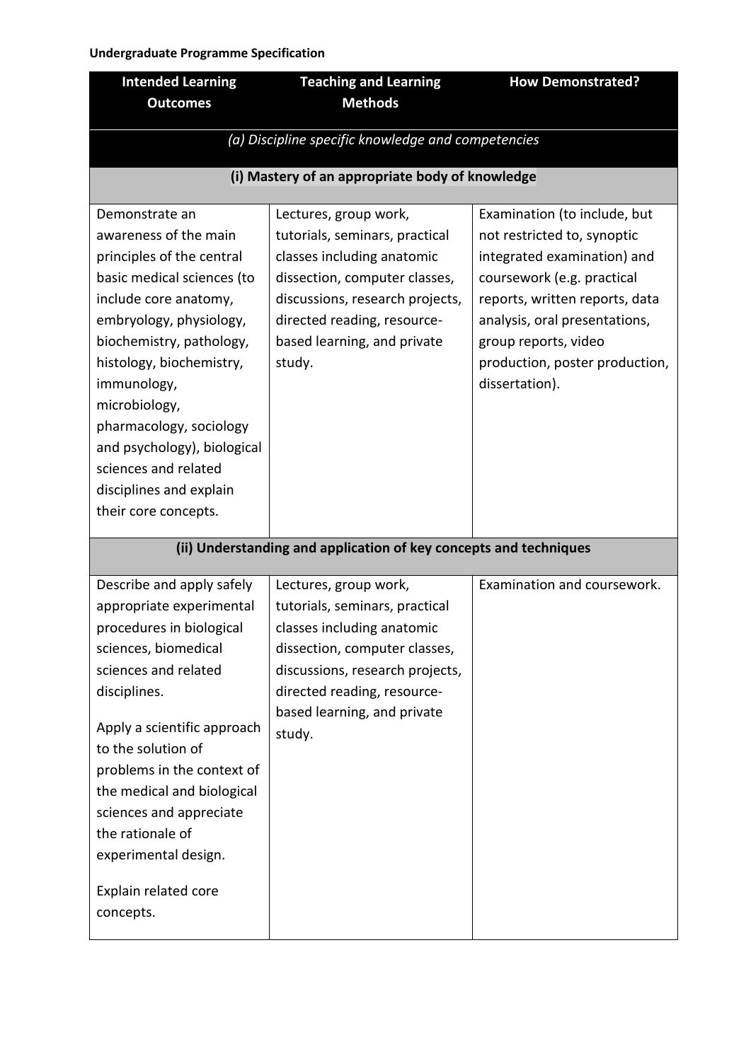**Undergraduate Programme Specification**

| Intended Learning Outcomes | Teaching and Learning Methods | How Demonstrated? |
|---|---|---|
| *(a) Discipline specific knowledge and competencies* | | |
| **(i) Mastery of an appropriate body of knowledge** | | |
| Demonstrate an awareness of the main principles of the central basic medical sciences (to include core anatomy, embryology, physiology, biochemistry, pathology, histology, biochemistry, immunology, microbiology, pharmacology, sociology and psychology), biological sciences and related disciplines and explain their core concepts. | Lectures, group work, tutorials, seminars, practical classes including anatomic dissection, computer classes, discussions, research projects, directed reading, resource-based learning, and private study. | Examination (to include, but not restricted to, synoptic integrated examination) and coursework (e.g. practical reports, written reports, data analysis, oral presentations, group reports, video production, poster production, dissertation). |
| **(ii) Understanding and application of key concepts and techniques** | | |
| Describe and apply safely appropriate experimental procedures in biological sciences, biomedical sciences and related disciplines.<br><br>Apply a scientific approach to the solution of problems in the context of the medical and biological sciences and appreciate the rationale of experimental design.<br><br>Explain related core concepts. | Lectures, group work, tutorials, seminars, practical classes including anatomic dissection, computer classes, discussions, research projects, directed reading, resource-based learning, and private study. | Examination and coursework. |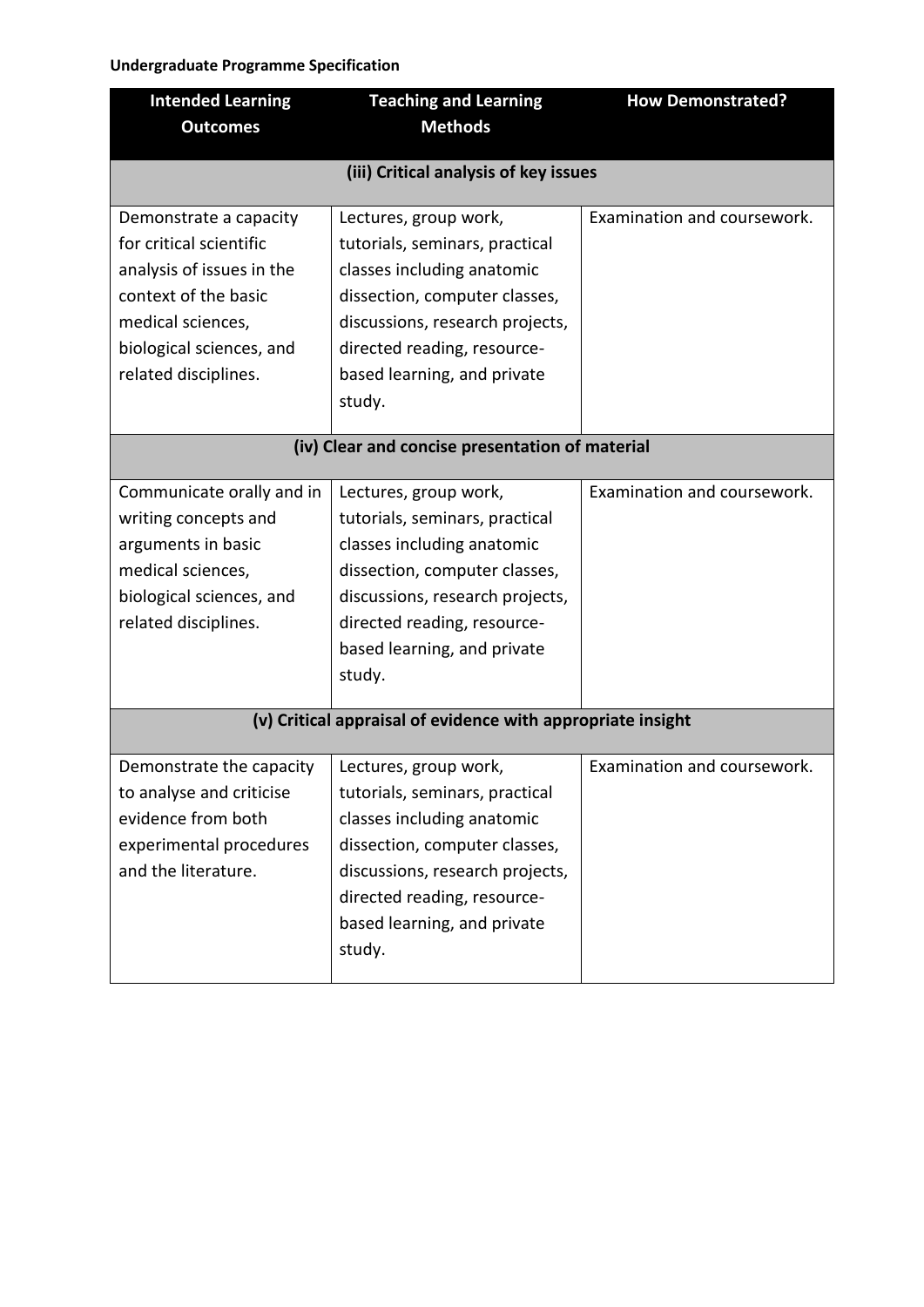**Undergraduate Programme Specification**

| Intended Learning Outcomes | Teaching and Learning Methods | How Demonstrated? |
|---|---|---|
| **(iii) Critical analysis of key issues** | | |
| Demonstrate a capacity for critical scientific analysis of issues in the context of the basic medical sciences, biological sciences, and related disciplines. | Lectures, group work, tutorials, seminars, practical classes including anatomic dissection, computer classes, discussions, research projects, directed reading, resource-based learning, and private study. | Examination and coursework. |
| **(iv) Clear and concise presentation of material** | | |
| Communicate orally and in writing concepts and arguments in basic medical sciences, biological sciences, and related disciplines. | Lectures, group work, tutorials, seminars, practical classes including anatomic dissection, computer classes, discussions, research projects, directed reading, resource-based learning, and private study. | Examination and coursework. |
| **(v) Critical appraisal of evidence with appropriate insight** | | |
| Demonstrate the capacity to analyse and criticise evidence from both experimental procedures and the literature. | Lectures, group work, tutorials, seminars, practical classes including anatomic dissection, computer classes, discussions, research projects, directed reading, resource-based learning, and private study. | Examination and coursework. |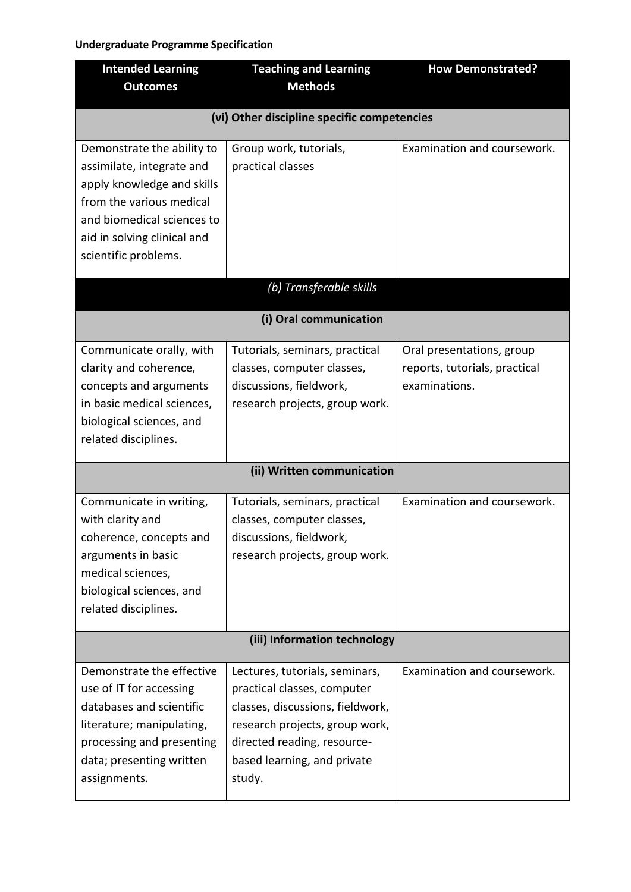**Undergraduate Programme Specification**

| Intended Learning Outcomes | Teaching and Learning Methods | How Demonstrated? |
|---|---|---|
| **(vi) Other discipline specific competencies** | | |
| Demonstrate the ability to assimilate, integrate and apply knowledge and skills from the various medical and biomedical sciences to aid in solving clinical and scientific problems. | Group work, tutorials, practical classes | Examination and coursework. |
| *(b) Transferable skills* | | |
| **(i) Oral communication** | | |
| Communicate orally, with clarity and coherence, concepts and arguments in basic medical sciences, biological sciences, and related disciplines. | Tutorials, seminars, practical classes, computer classes, discussions, fieldwork, research projects, group work. | Oral presentations, group reports, tutorials, practical examinations. |
| **(ii) Written communication** | | |
| Communicate in writing, with clarity and coherence, concepts and arguments in basic medical sciences, biological sciences, and related disciplines. | Tutorials, seminars, practical classes, computer classes, discussions, fieldwork, research projects, group work. | Examination and coursework. |
| **(iii) Information technology** | | |
| Demonstrate the effective use of IT for accessing databases and scientific literature; manipulating, processing and presenting data; presenting written assignments. | Lectures, tutorials, seminars, practical classes, computer classes, discussions, fieldwork, research projects, group work, directed reading, resource-based learning, and private study. | Examination and coursework. |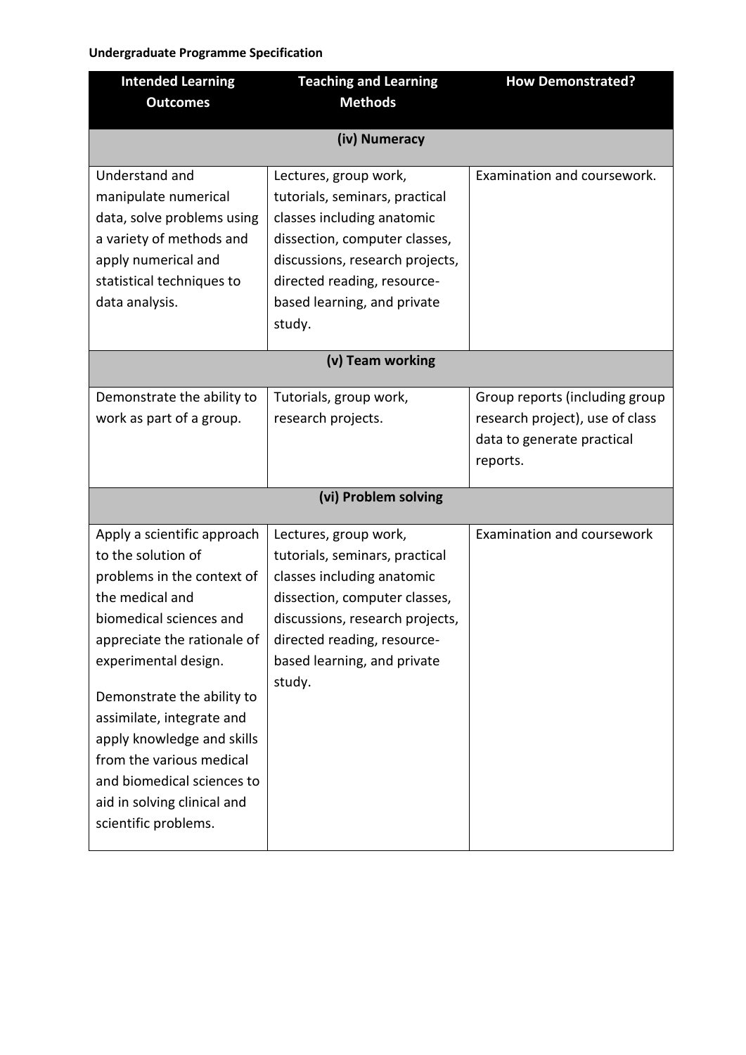**Undergraduate Programme Specification**

| Intended Learning Outcomes | Teaching and Learning Methods | How Demonstrated? |
| --- | --- | --- |
| **(iv) Numeracy** | | |
| Understand and manipulate numerical data, solve problems using a variety of methods and apply numerical and statistical techniques to data analysis. | Lectures, group work, tutorials, seminars, practical classes including anatomic dissection, computer classes, discussions, research projects, directed reading, resource-based learning, and private study. | Examination and coursework. |
| **(v) Team working** | | |
| Demonstrate the ability to work as part of a group. | Tutorials, group work, research projects. | Group reports (including group research project), use of class data to generate practical reports. |
| **(vi) Problem solving** | | |
| Apply a scientific approach to the solution of problems in the context of the medical and biomedical sciences and appreciate the rationale of experimental design.<br><br>Demonstrate the ability to assimilate, integrate and apply knowledge and skills from the various medical and biomedical sciences to aid in solving clinical and scientific problems. | Lectures, group work, tutorials, seminars, practical classes including anatomic dissection, computer classes, discussions, research projects, directed reading, resource-based learning, and private study. | Examination and coursework |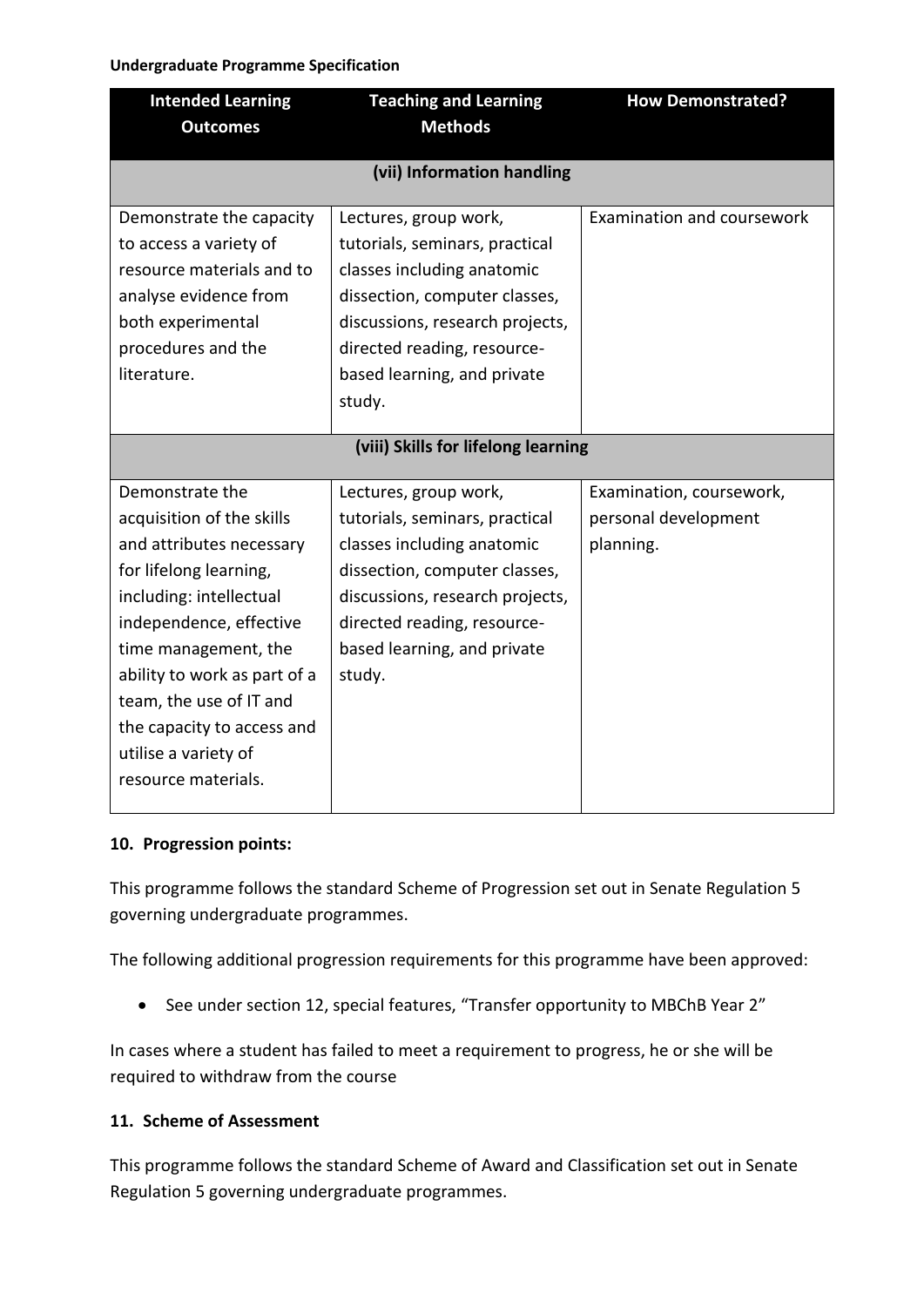| Intended Learning Outcomes | Teaching and Learning Methods | How Demonstrated? |
|---|---|---|
| **(vii) Information handling** | | |
| Demonstrate the capacity to access a variety of resource materials and to analyse evidence from both experimental procedures and the literature. | Lectures, group work, tutorials, seminars, practical classes including anatomic dissection, computer classes, discussions, research projects, directed reading, resource-based learning, and private study. | Examination and coursework |
| **(viii) Skills for lifelong learning** | | |
| Demonstrate the acquisition of the skills and attributes necessary for lifelong learning, including: intellectual independence, effective time management, the ability to work as part of a team, the use of IT and the capacity to access and utilise a variety of resource materials. | Lectures, group work, tutorials, seminars, practical classes including anatomic dissection, computer classes, discussions, research projects, directed reading, resource-based learning, and private study. | Examination, coursework, personal development planning. |

## 10. Progression points:

This programme follows the standard Scheme of Progression set out in Senate Regulation 5 governing undergraduate programmes.

The following additional progression requirements for this programme have been approved:

- See under section 12, special features, "Transfer opportunity to MBChB Year 2"

In cases where a student has failed to meet a requirement to progress, he or she will be required to withdraw from the course

## 11. Scheme of Assessment

This programme follows the standard Scheme of Award and Classification set out in Senate Regulation 5 governing undergraduate programmes.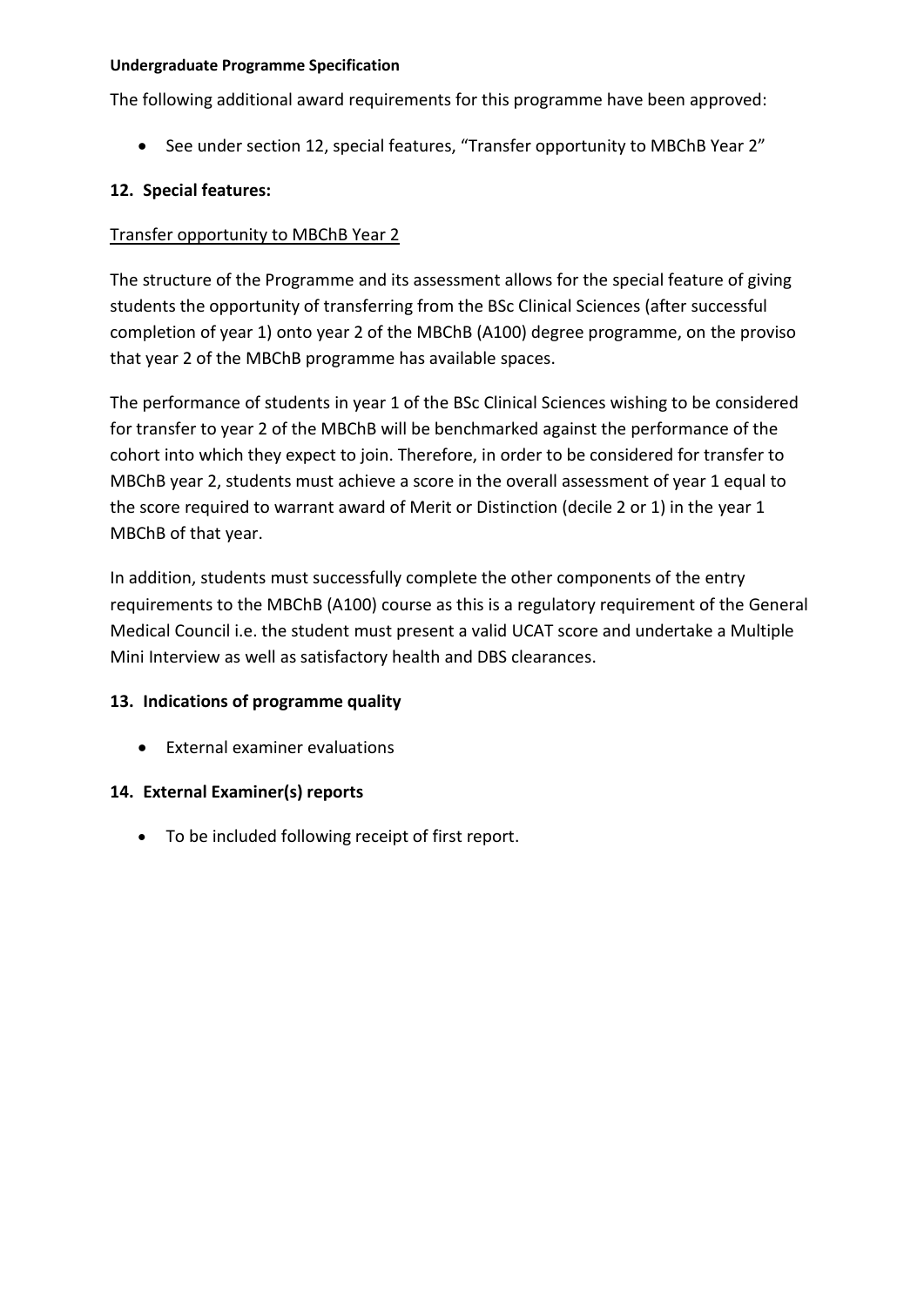The following additional award requirements for this programme have been approved:

- See under section 12, special features, “Transfer opportunity to MBChB Year 2”

## 12. Special features:

Transfer opportunity to MBChB Year 2

The structure of the Programme and its assessment allows for the special feature of giving students the opportunity of transferring from the BSc Clinical Sciences (after successful completion of year 1) onto year 2 of the MBChB (A100) degree programme, on the proviso that year 2 of the MBChB programme has available spaces.

The performance of students in year 1 of the BSc Clinical Sciences wishing to be considered for transfer to year 2 of the MBChB will be benchmarked against the performance of the cohort into which they expect to join. Therefore, in order to be considered for transfer to MBChB year 2, students must achieve a score in the overall assessment of year 1 equal to the score required to warrant award of Merit or Distinction (decile 2 or 1) in the year 1 MBChB of that year.

In addition, students must successfully complete the other components of the entry requirements to the MBChB (A100) course as this is a regulatory requirement of the General Medical Council i.e. the student must present a valid UCAT score and undertake a Multiple Mini Interview as well as satisfactory health and DBS clearances.

## 13. Indications of programme quality

- External examiner evaluations

## 14. External Examiner(s) reports

- To be included following receipt of first report.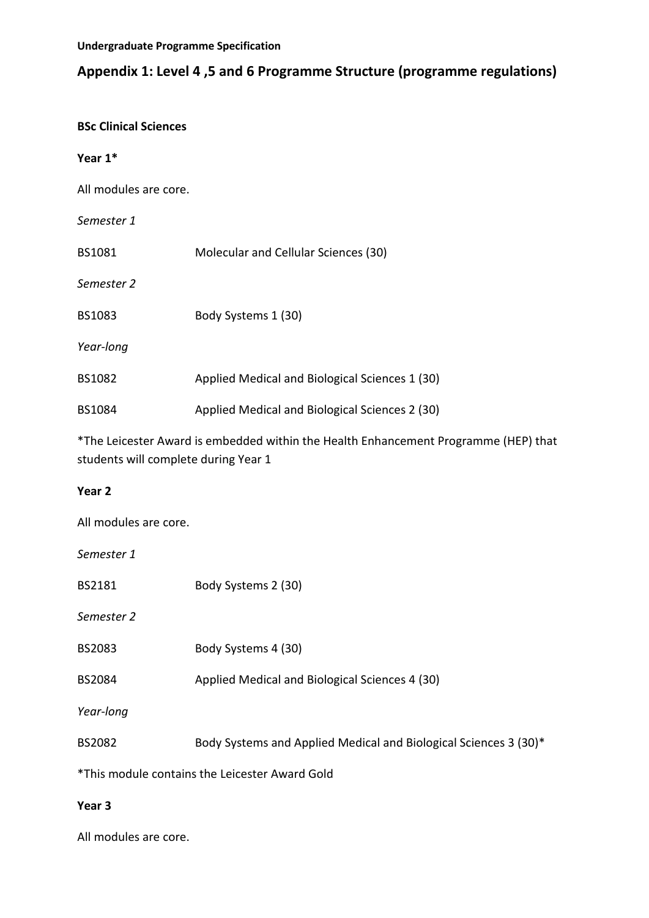**Undergraduate Programme Specification**

## Appendix 1: Level 4 ,5 and 6 Programme Structure (programme regulations)

**BSc Clinical Sciences**

**Year 1***

All modules are core.

*Semester 1*

| | |
|---|---|
| BS1081 | Molecular and Cellular Sciences (30) |

*Semester 2*

| | |
|---|---|
| BS1083 | Body Systems 1 (30) |

*Year-long*

| | |
|---|---|
| BS1082 | Applied Medical and Biological Sciences 1 (30) |
| BS1084 | Applied Medical and Biological Sciences 2 (30) |

*The Leicester Award is embedded within the Health Enhancement Programme (HEP) that students will complete during Year 1

**Year 2**

All modules are core.

*Semester 1*

| | |
|---|---|
| BS2181 | Body Systems 2 (30) |

*Semester 2*

| | |
|---|---|
| BS2083 | Body Systems 4 (30) |
| BS2084 | Applied Medical and Biological Sciences 4 (30) |

*Year-long*

| | |
|---|---|
| BS2082 | Body Systems and Applied Medical and Biological Sciences 3 (30)* |

*This module contains the Leicester Award Gold

**Year 3**

All modules are core.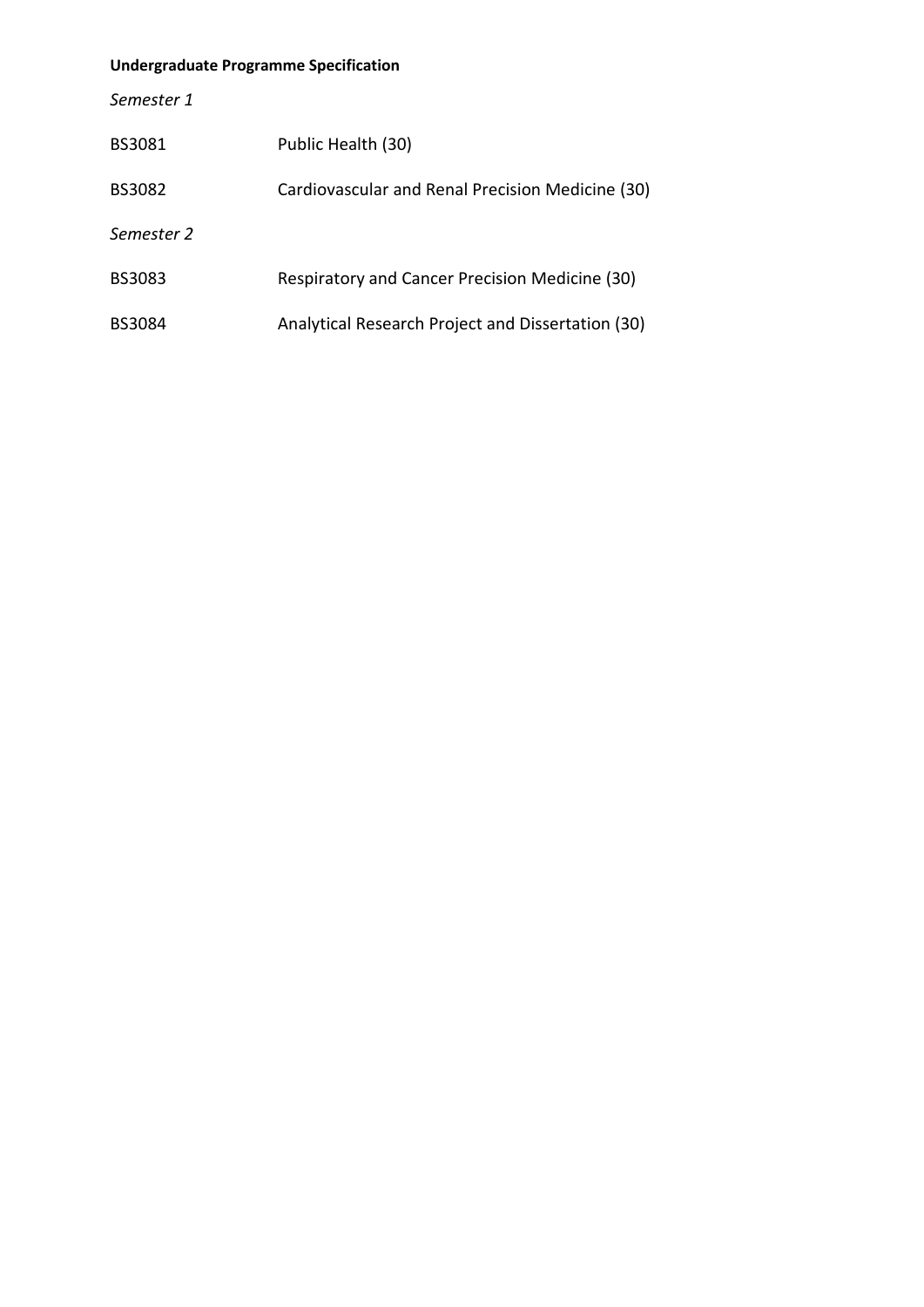**Undergraduate Programme Specification**

*Semester 1*

| | |
|---|---|
| BS3081 | Public Health (30) |
| BS3082 | Cardiovascular and Renal Precision Medicine (30) |

*Semester 2*

| | |
|---|---|
| BS3083 | Respiratory and Cancer Precision Medicine (30) |
| BS3084 | Analytical Research Project and Dissertation (30) |